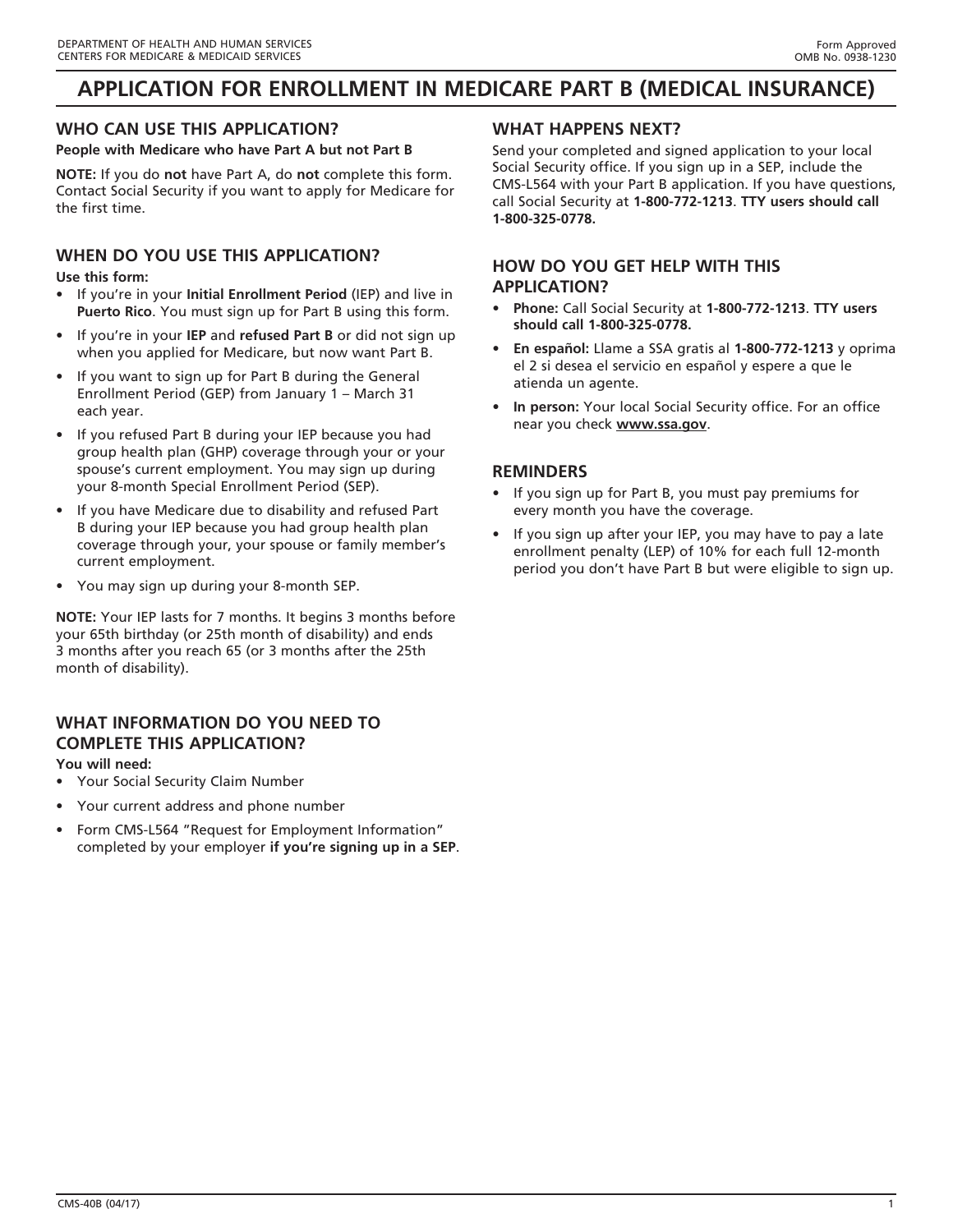DEPARTMENT OF HEALTH AND HUMAN SERVICES
CENTERS FOR MEDICARE & MEDICAID SERVICES

Form Approved
OMB No. 0938-1230

# APPLICATION FOR ENROLLMENT IN MEDICARE PART B (MEDICAL INSURANCE)

## WHO CAN USE THIS APPLICATION?

**People with Medicare who have Part A but not Part B**

**NOTE:** If you do **not** have Part A, do **not** complete this form. Contact Social Security if you want to apply for Medicare for the first time.

## WHEN DO YOU USE THIS APPLICATION?

**Use this form:**

- If you're in your **Initial Enrollment Period** (IEP) and live in **Puerto Rico**. You must sign up for Part B using this form.
- If you're in your **IEP** and **refused Part B** or did not sign up when you applied for Medicare, but now want Part B.
- If you want to sign up for Part B during the General Enrollment Period (GEP) from January 1 – March 31 each year.
- If you refused Part B during your IEP because you had group health plan (GHP) coverage through your or your spouse's current employment. You may sign up during your 8-month Special Enrollment Period (SEP).
- If you have Medicare due to disability and refused Part B during your IEP because you had group health plan coverage through your, your spouse or family member's current employment.
- You may sign up during your 8-month SEP.

**NOTE:** Your IEP lasts for 7 months. It begins 3 months before your 65th birthday (or 25th month of disability) and ends 3 months after you reach 65 (or 3 months after the 25th month of disability).

## WHAT INFORMATION DO YOU NEED TO COMPLETE THIS APPLICATION?

**You will need:**

- Your Social Security Claim Number
- Your current address and phone number
- Form CMS-L564 "Request for Employment Information" completed by your employer **if you're signing up in a SEP**.

## WHAT HAPPENS NEXT?

Send your completed and signed application to your local Social Security office. If you sign up in a SEP, include the CMS-L564 with your Part B application. If you have questions, call Social Security at **1-800-772-1213**. **TTY users should call 1-800-325-0778.**

## HOW DO YOU GET HELP WITH THIS APPLICATION?

- **Phone:** Call Social Security at **1-800-772-1213**. **TTY users should call 1-800-325-0778.**
- **En español:** Llame a SSA gratis al **1-800-772-1213** y oprima el 2 si desea el servicio en español y espere a que le atienda un agente.
- **In person:** Your local Social Security office. For an office near you check **www.ssa.gov**.

## REMINDERS

- If you sign up for Part B, you must pay premiums for every month you have the coverage.
- If you sign up after your IEP, you may have to pay a late enrollment penalty (LEP) of 10% for each full 12-month period you don't have Part B but were eligible to sign up.

CMS-40B (04/17)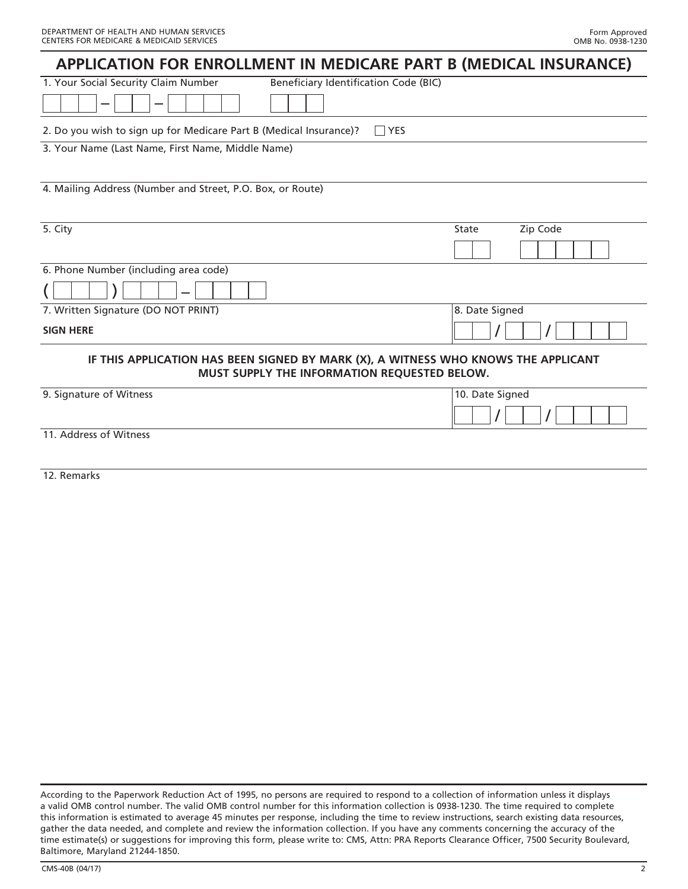DEPARTMENT OF HEALTH AND HUMAN SERVICES
CENTERS FOR MEDICARE & MEDICAID SERVICES

Form Approved
OMB No. 0938-1230

# APPLICATION FOR ENROLLMENT IN MEDICARE PART B (MEDICAL INSURANCE)

1. Your Social Security Claim Number ☐☐☐ – ☐☐ – ☐☐☐☐    Beneficiary Identification Code (BIC) ☐☐☐

2. Do you wish to sign up for Medicare Part B (Medical Insurance)? ☐ YES

3. Your Name (Last Name, First Name, Middle Name)

4. Mailing Address (Number and Street, P.O. Box, or Route)

5. City    State ☐☐    Zip Code ☐☐☐☐☐

6. Phone Number (including area code) ( ☐☐☐ ) ☐☐☐ – ☐☐☐☐

7. Written Signature (DO NOT PRINT)

**SIGN HERE**

8. Date Signed ☐☐ / ☐☐ / ☐☐☐☐

**IF THIS APPLICATION HAS BEEN SIGNED BY MARK (X), A WITNESS WHO KNOWS THE APPLICANT MUST SUPPLY THE INFORMATION REQUESTED BELOW.**

9. Signature of Witness

10. Date Signed ☐☐ / ☐☐ / ☐☐☐☐

11. Address of Witness

12. Remarks

According to the Paperwork Reduction Act of 1995, no persons are required to respond to a collection of information unless it displays a valid OMB control number. The valid OMB control number for this information collection is 0938-1230. The time required to complete this information is estimated to average 45 minutes per response, including the time to review instructions, search existing data resources, gather the data needed, and complete and review the information collection. If you have any comments concerning the accuracy of the time estimate(s) or suggestions for improving this form, please write to: CMS, Attn: PRA Reports Clearance Officer, 7500 Security Boulevard, Baltimore, Maryland 21244-1850.

CMS-40B (04/17)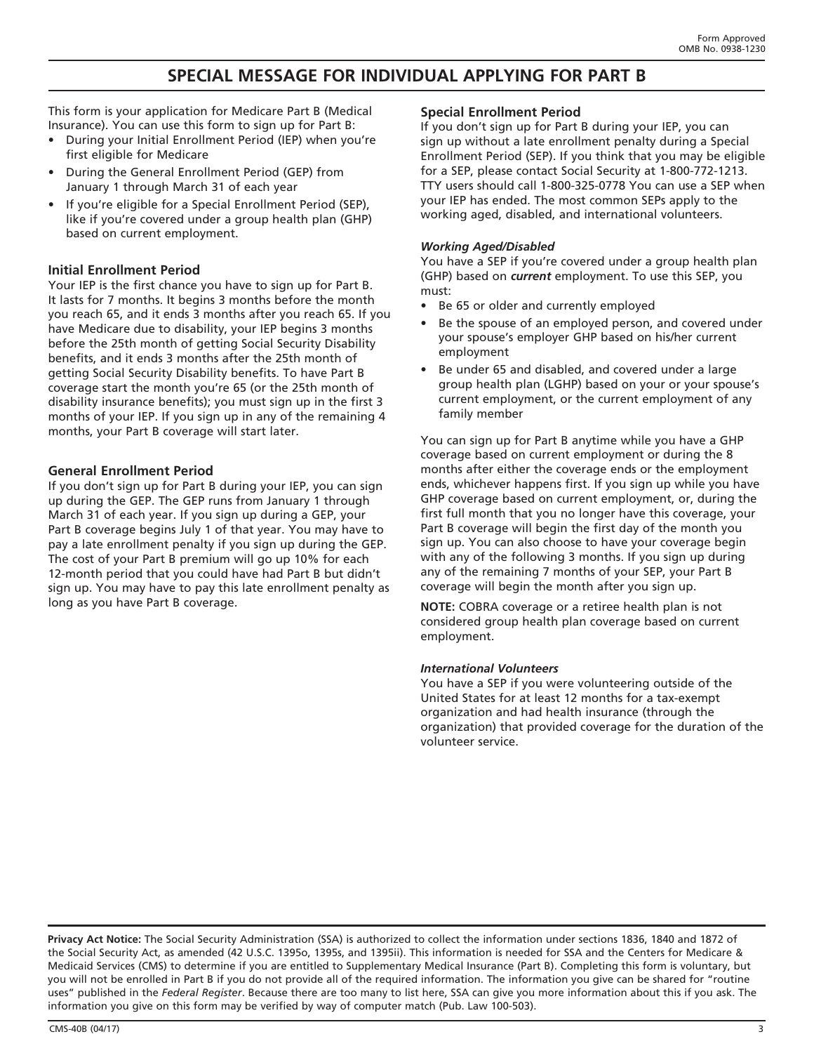# SPECIAL MESSAGE FOR INDIVIDUAL APPLYING FOR PART B

This form is your application for Medicare Part B (Medical Insurance). You can use this form to sign up for Part B:

- During your Initial Enrollment Period (IEP) when you're first eligible for Medicare
- During the General Enrollment Period (GEP) from January 1 through March 31 of each year
- If you're eligible for a Special Enrollment Period (SEP), like if you're covered under a group health plan (GHP) based on current employment.

## Initial Enrollment Period

Your IEP is the first chance you have to sign up for Part B. It lasts for 7 months. It begins 3 months before the month you reach 65, and it ends 3 months after you reach 65. If you have Medicare due to disability, your IEP begins 3 months before the 25th month of getting Social Security Disability benefits, and it ends 3 months after the 25th month of getting Social Security Disability benefits. To have Part B coverage start the month you're 65 (or the 25th month of disability insurance benefits); you must sign up in the first 3 months of your IEP. If you sign up in any of the remaining 4 months, your Part B coverage will start later.

## General Enrollment Period

If you don't sign up for Part B during your IEP, you can sign up during the GEP. The GEP runs from January 1 through March 31 of each year. If you sign up during a GEP, your Part B coverage begins July 1 of that year. You may have to pay a late enrollment penalty if you sign up during the GEP. The cost of your Part B premium will go up 10% for each 12-month period that you could have had Part B but didn't sign up. You may have to pay this late enrollment penalty as long as you have Part B coverage.

## Special Enrollment Period

If you don't sign up for Part B during your IEP, you can sign up without a late enrollment penalty during a Special Enrollment Period (SEP). If you think that you may be eligible for a SEP, please contact Social Security at 1-800-772-1213. TTY users should call 1-800-325-0778 You can use a SEP when your IEP has ended. The most common SEPs apply to the working aged, disabled, and international volunteers.

### *Working Aged/Disabled*

You have a SEP if you're covered under a group health plan (GHP) based on ***current*** employment. To use this SEP, you must:

- Be 65 or older and currently employed
- Be the spouse of an employed person, and covered under your spouse's employer GHP based on his/her current employment
- Be under 65 and disabled, and covered under a large group health plan (LGHP) based on your or your spouse's current employment, or the current employment of any family member

You can sign up for Part B anytime while you have a GHP coverage based on current employment or during the 8 months after either the coverage ends or the employment ends, whichever happens first. If you sign up while you have GHP coverage based on current employment, or, during the first full month that you no longer have this coverage, your Part B coverage will begin the first day of the month you sign up. You can also choose to have your coverage begin with any of the following 3 months. If you sign up during any of the remaining 7 months of your SEP, your Part B coverage will begin the month after you sign up.

**NOTE:** COBRA coverage or a retiree health plan is not considered group health plan coverage based on current employment.

### *International Volunteers*

You have a SEP if you were volunteering outside of the United States for at least 12 months for a tax-exempt organization and had health insurance (through the organization) that provided coverage for the duration of the volunteer service.

**Privacy Act Notice:** The Social Security Administration (SSA) is authorized to collect the information under sections 1836, 1840 and 1872 of the Social Security Act, as amended (42 U.S.C. 1395o, 1395s, and 1395ii). This information is needed for SSA and the Centers for Medicare & Medicaid Services (CMS) to determine if you are entitled to Supplementary Medical Insurance (Part B). Completing this form is voluntary, but you will not be enrolled in Part B if you do not provide all of the required information. The information you give can be shared for "routine uses" published in the *Federal Register*. Because there are too many to list here, SSA can give you more information about this if you ask. The information you give on this form may be verified by way of computer match (Pub. Law 100-503).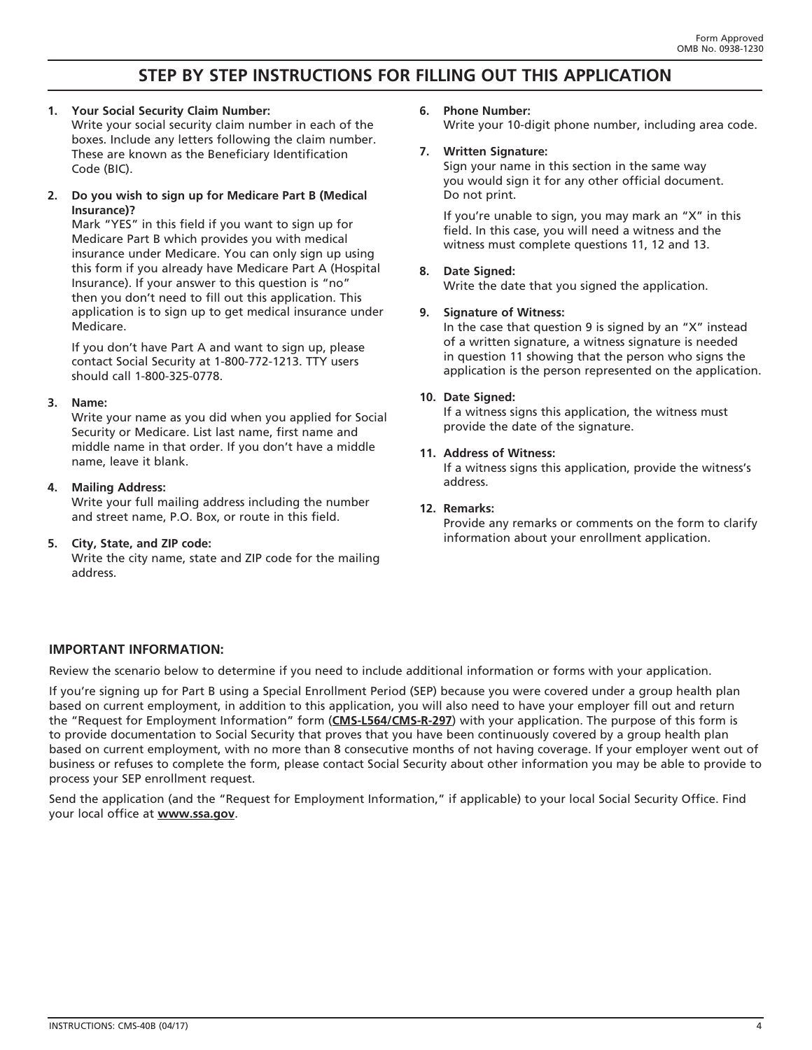Form Approved
OMB No. 0938-1230

# STEP BY STEP INSTRUCTIONS FOR FILLING OUT THIS APPLICATION

1. **Your Social Security Claim Number:**
   Write your social security claim number in each of the boxes. Include any letters following the claim number. These are known as the Beneficiary Identification Code (BIC).

2. **Do you wish to sign up for Medicare Part B (Medical Insurance)?**
   Mark "YES" in this field if you want to sign up for Medicare Part B which provides you with medical insurance under Medicare. You can only sign up using this form if you already have Medicare Part A (Hospital Insurance). If your answer to this question is "no" then you don't need to fill out this application. This application is to sign up to get medical insurance under Medicare.

   If you don't have Part A and want to sign up, please contact Social Security at 1-800-772-1213. TTY users should call 1-800-325-0778.

3. **Name:**
   Write your name as you did when you applied for Social Security or Medicare. List last name, first name and middle name in that order. If you don't have a middle name, leave it blank.

4. **Mailing Address:**
   Write your full mailing address including the number and street name, P.O. Box, or route in this field.

5. **City, State, and ZIP code:**
   Write the city name, state and ZIP code for the mailing address.

6. **Phone Number:**
   Write your 10-digit phone number, including area code.

7. **Written Signature:**
   Sign your name in this section in the same way you would sign it for any other official document. Do not print.

   If you're unable to sign, you may mark an "X" in this field. In this case, you will need a witness and the witness must complete questions 11, 12 and 13.

8. **Date Signed:**
   Write the date that you signed the application.

9. **Signature of Witness:**
   In the case that question 9 is signed by an "X" instead of a written signature, a witness signature is needed in question 11 showing that the person who signs the application is the person represented on the application.

10. **Date Signed:**
    If a witness signs this application, the witness must provide the date of the signature.

11. **Address of Witness:**
    If a witness signs this application, provide the witness's address.

12. **Remarks:**
    Provide any remarks or comments on the form to clarify information about your enrollment application.

### IMPORTANT INFORMATION:

Review the scenario below to determine if you need to include additional information or forms with your application.

If you're signing up for Part B using a Special Enrollment Period (SEP) because you were covered under a group health plan based on current employment, in addition to this application, you will also need to have your employer fill out and return the "Request for Employment Information" form (**CMS-L564/CMS-R-297**) with your application. The purpose of this form is to provide documentation to Social Security that proves that you have been continuously covered by a group health plan based on current employment, with no more than 8 consecutive months of not having coverage. If your employer went out of business or refuses to complete the form, please contact Social Security about other information you may be able to provide to process your SEP enrollment request.

Send the application (and the "Request for Employment Information," if applicable) to your local Social Security Office. Find your local office at **www.ssa.gov**.

INSTRUCTIONS: CMS-40B (04/17)